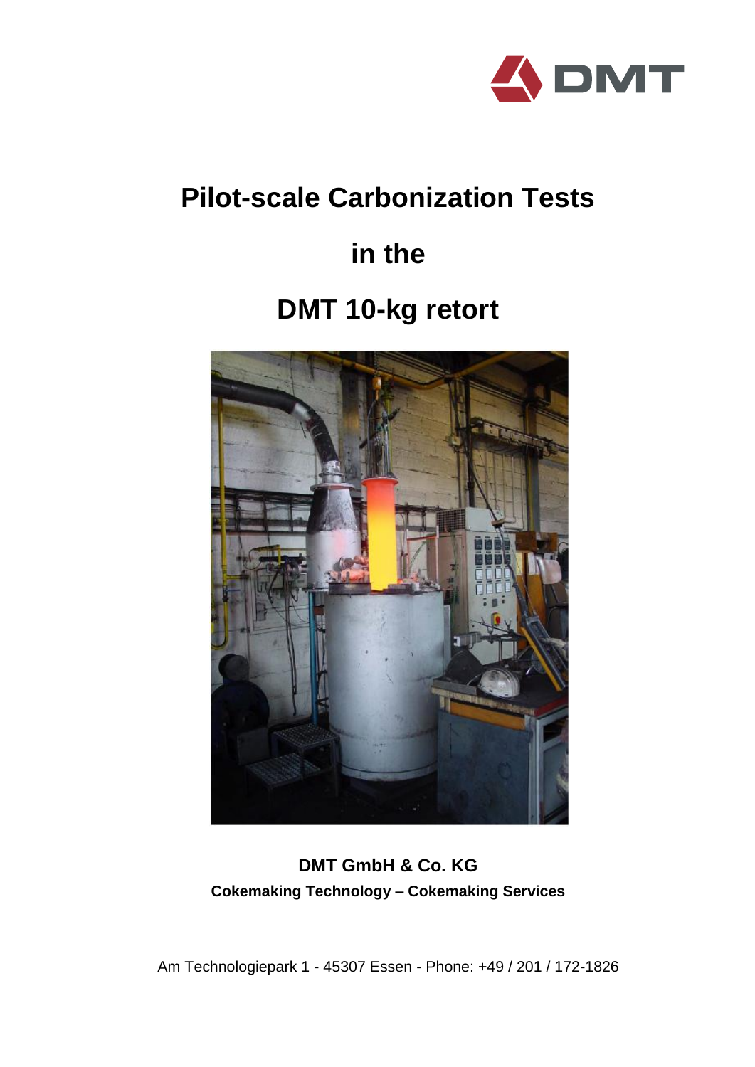DMT

# Pilot-scale Carbonization Tests

# in the

# DMT 10-kg retort

**DMT GmbH & Co. KG**

**Cokemaking Technology – Cokemaking Services**

Am Technologiepark 1 - 45307 Essen - Phone: +49 / 201 / 172-1826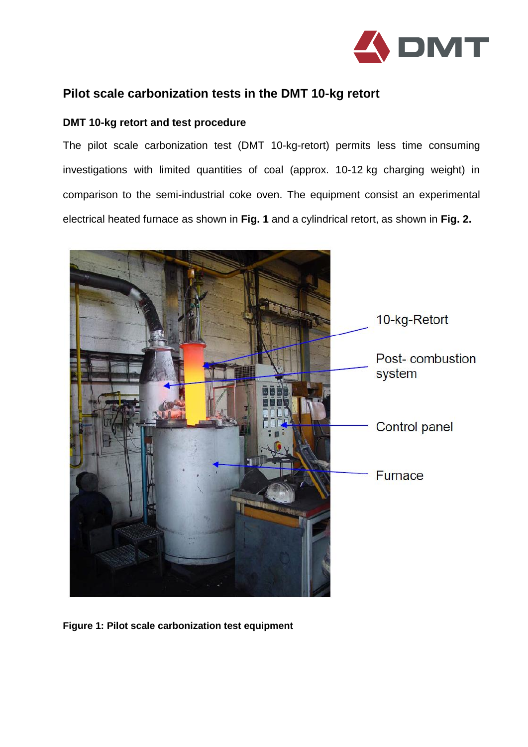## Pilot scale carbonization tests in the DMT 10-kg retort

### DMT 10-kg retort and test procedure

The pilot scale carbonization test (DMT 10-kg-retort) permits less time consuming investigations with limited quantities of coal (approx. 10-12 kg charging weight) in comparison to the semi-industrial coke oven. The equipment consist an experimental electrical heated furnace as shown in **Fig. 1** and a cylindrical retort, as shown in **Fig. 2.**

10-kg-Retort

Post- combustion system

Control panel

Furnace

**Figure 1: Pilot scale carbonization test equipment**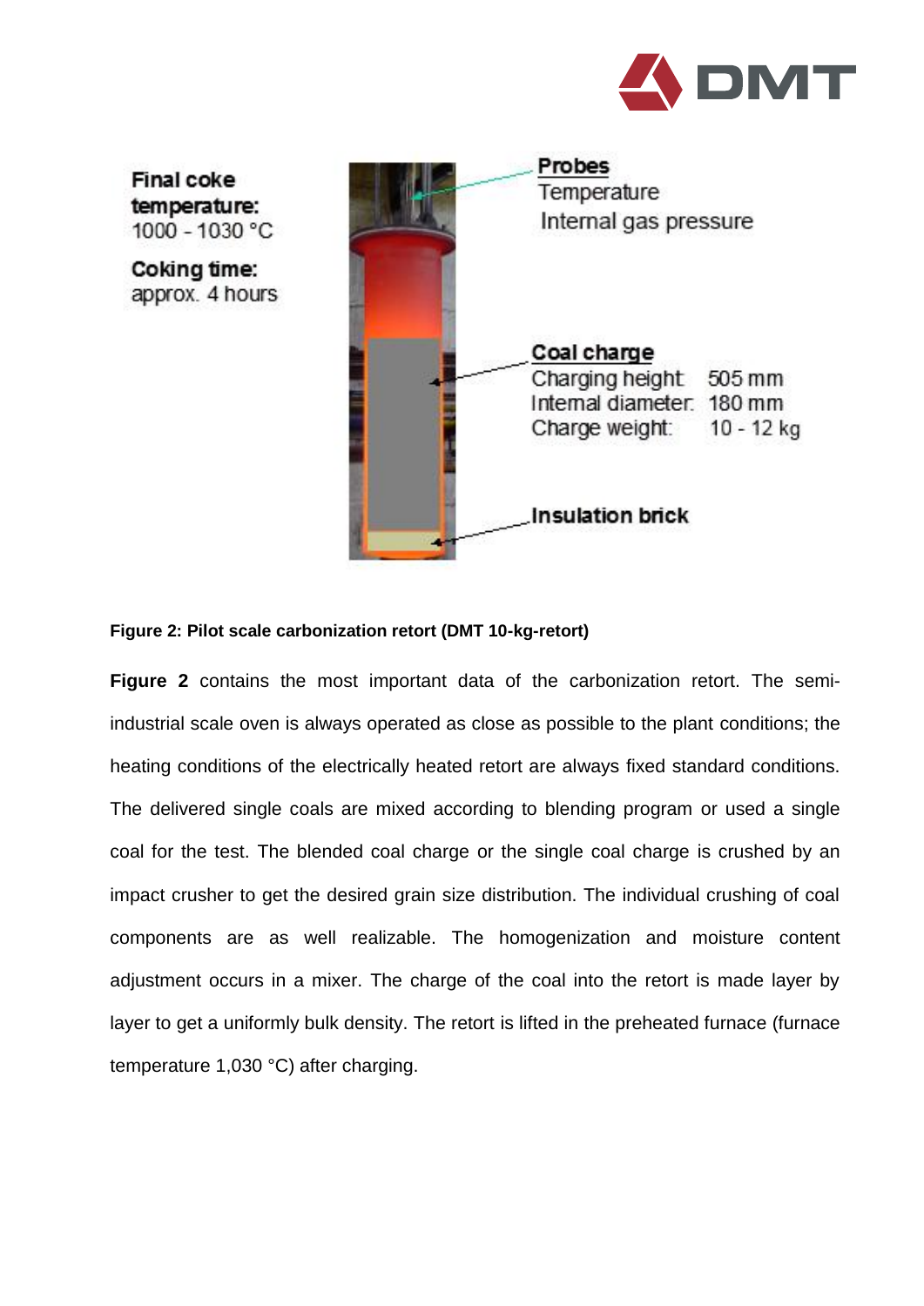Final coke temperature: 1000 - 1030 °C

Coking time: approx. 4 hours

Probes
Temperature
Internal gas pressure

Coal charge
Charging height 505 mm
Internal diameter 180 mm
Charge weight: 10 - 12 kg

Insulation brick

**Figure 2: Pilot scale carbonization retort (DMT 10-kg-retort)**

**Figure 2** contains the most important data of the carbonization retort. The semi-industrial scale oven is always operated as close as possible to the plant conditions; the heating conditions of the electrically heated retort are always fixed standard conditions. The delivered single coals are mixed according to blending program or used a single coal for the test. The blended coal charge or the single coal charge is crushed by an impact crusher to get the desired grain size distribution. The individual crushing of coal components are as well realizable. The homogenization and moisture content adjustment occurs in a mixer. The charge of the coal into the retort is made layer by layer to get a uniformly bulk density. The retort is lifted in the preheated furnace (furnace temperature 1,030 °C) after charging.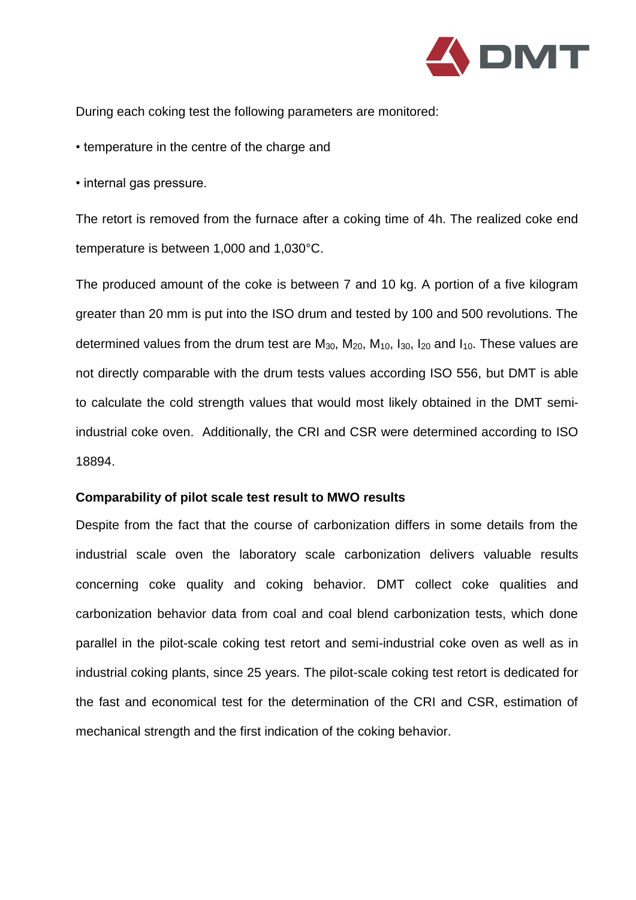During each coking test the following parameters are monitored:

- temperature in the centre of the charge and
- internal gas pressure.

The retort is removed from the furnace after a coking time of 4h. The realized coke end temperature is between 1,000 and 1,030°C.

The produced amount of the coke is between 7 and 10 kg. A portion of a five kilogram greater than 20 mm is put into the ISO drum and tested by 100 and 500 revolutions. The determined values from the drum test are $M_{30}$, $M_{20}$, $M_{10}$, $I_{30}$, $I_{20}$ and $I_{10}$. These values are not directly comparable with the drum tests values according ISO 556, but DMT is able to calculate the cold strength values that would most likely obtained in the DMT semi-industrial coke oven. Additionally, the CRI and CSR were determined according to ISO 18894.

**Comparability of pilot scale test result to MWO results**

Despite from the fact that the course of carbonization differs in some details from the industrial scale oven the laboratory scale carbonization delivers valuable results concerning coke quality and coking behavior. DMT collect coke qualities and carbonization behavior data from coal and coal blend carbonization tests, which done parallel in the pilot-scale coking test retort and semi-industrial coke oven as well as in industrial coking plants, since 25 years. The pilot-scale coking test retort is dedicated for the fast and economical test for the determination of the CRI and CSR, estimation of mechanical strength and the first indication of the coking behavior.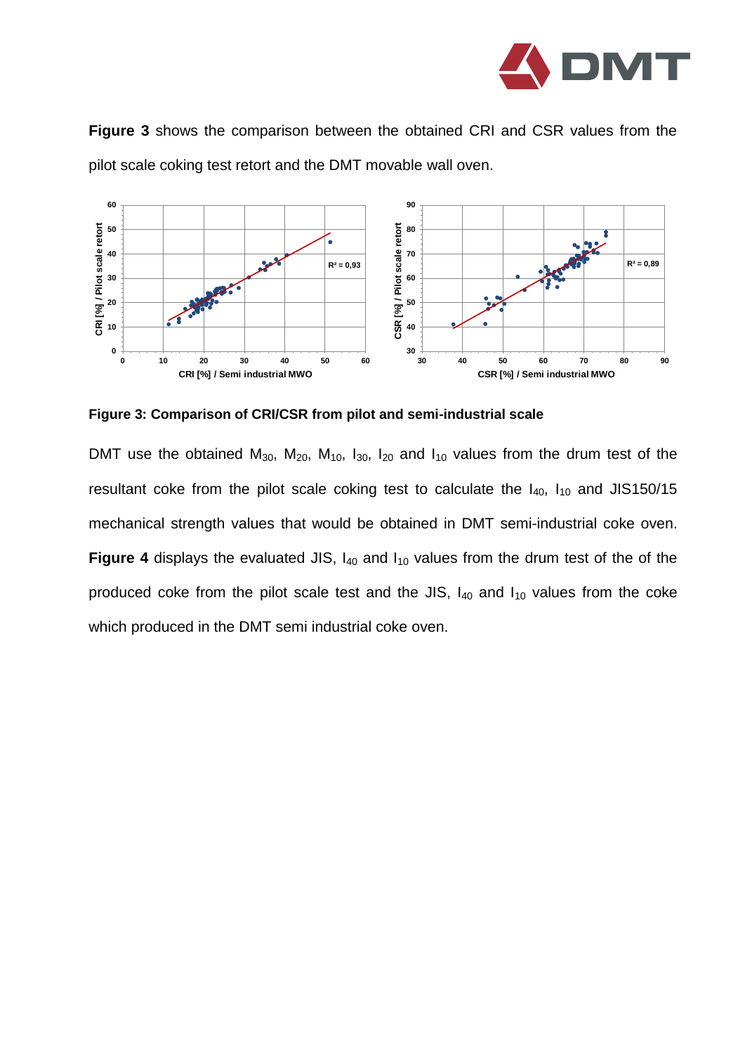**Figure 3** shows the comparison between the obtained CRI and CSR values from the pilot scale coking test retort and the DMT movable wall oven.

**Figure 3: Comparison of CRI/CSR from pilot and semi-industrial scale**

DMT use the obtained $M_{30}$, $M_{20}$, $M_{10}$, $I_{30}$, $I_{20}$ and $I_{10}$ values from the drum test of the resultant coke from the pilot scale coking test to calculate the $I_{40}$, $I_{10}$ and JIS150/15 mechanical strength values that would be obtained in DMT semi-industrial coke oven. **Figure 4** displays the evaluated JIS, $I_{40}$ and $I_{10}$ values from the drum test of the of the produced coke from the pilot scale test and the JIS, $I_{40}$ and $I_{10}$ values from the coke which produced in the DMT semi industrial coke oven.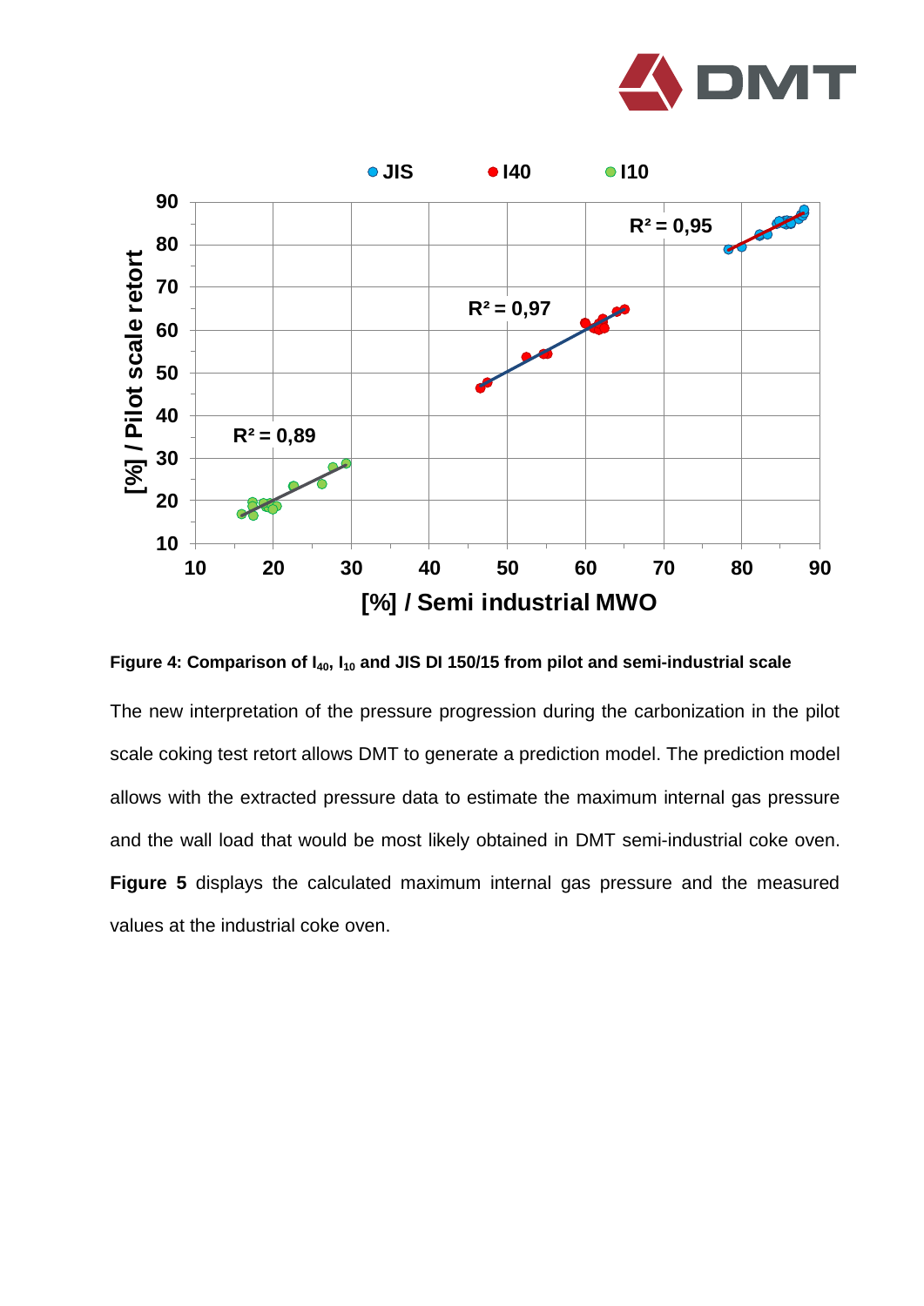**Figure 4: Comparison of $I_{40}$, $I_{10}$ and JIS DI 150/15 from pilot and semi-industrial scale**

The new interpretation of the pressure progression during the carbonization in the pilot scale coking test retort allows DMT to generate a prediction model. The prediction model allows with the extracted pressure data to estimate the maximum internal gas pressure and the wall load that would be most likely obtained in DMT semi-industrial coke oven. **Figure 5** displays the calculated maximum internal gas pressure and the measured values at the industrial coke oven.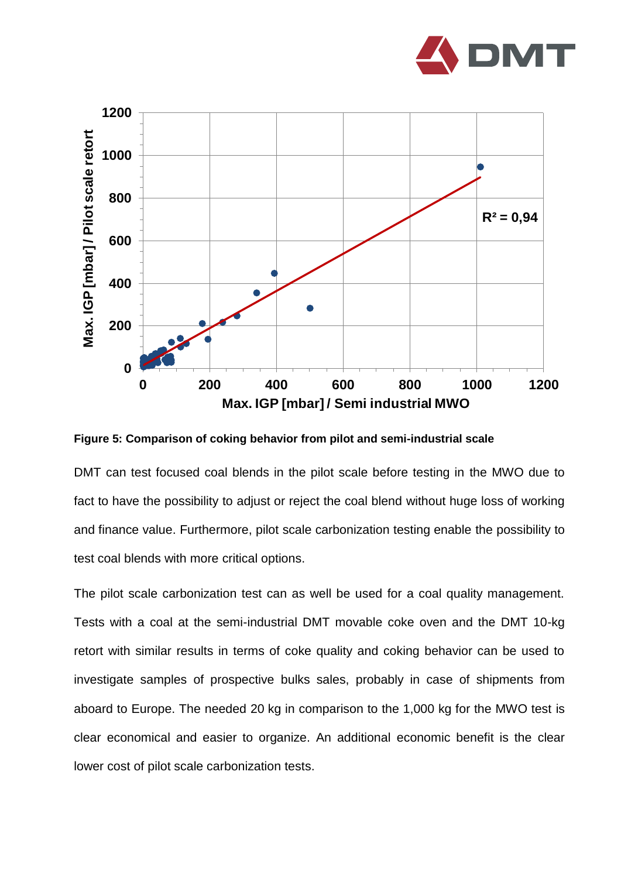1200
1000
800
600
400
200
0

Max. IGP [mbar] / Pilot scale retort

0
200
400
600
800
1000
1200

Max. IGP [mbar] / Semi industrial MWO

$R^2$ = 0,94

**Figure 5: Comparison of coking behavior from pilot and semi-industrial scale**

DMT can test focused coal blends in the pilot scale before testing in the MWO due to fact to have the possibility to adjust or reject the coal blend without huge loss of working and finance value. Furthermore, pilot scale carbonization testing enable the possibility to test coal blends with more critical options.

The pilot scale carbonization test can as well be used for a coal quality management. Tests with a coal at the semi-industrial DMT movable coke oven and the DMT 10-kg retort with similar results in terms of coke quality and coking behavior can be used to investigate samples of prospective bulks sales, probably in case of shipments from aboard to Europe. The needed 20 kg in comparison to the 1,000 kg for the MWO test is clear economical and easier to organize. An additional economic benefit is the clear lower cost of pilot scale carbonization tests.